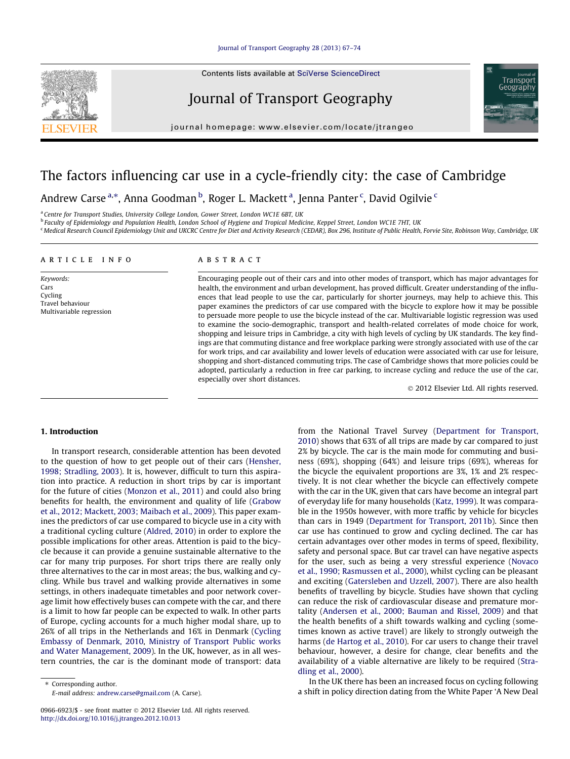# The factors influencing car use in a cycle-friendly city: the case of Cambridge

Andrew Carse [a,*], Anna Goodman [b], Roger L. Mackett [a], Jenna Panter [c], David Ogilvie [c]

[a] Centre for Transport Studies, University College London, Gower Street, London WC1E 6BT, UK

[b] Faculty of Epidemiology and Population Health, London School of Hygiene and Tropical Medicine, Keppel Street, London WC1E 7HT, UK

[c] Medical Research Council Epidemiology Unit and UKCRC Centre for Diet and Activity Research (CEDAR), Box 296, Institute of Public Health, Forvie Site, Robinson Way, Cambridge, UK

## ARTICLE INFO

*Keywords:*
Cars
Cycling
Travel behaviour
Multivariable regression

## ABSTRACT

Encouraging people out of their cars and into other modes of transport, which has major advantages for health, the environment and urban development, has proved difficult. Greater understanding of the influences that lead people to use the car, particularly for shorter journeys, may help to achieve this. This paper examines the predictors of car use compared with the bicycle to explore how it may be possible to persuade more people to use the bicycle instead of the car. Multivariable logistic regression was used to examine the socio-demographic, transport and health-related correlates of mode choice for work, shopping and leisure trips in Cambridge, a city with high levels of cycling by UK standards. The key findings are that commuting distance and free workplace parking were strongly associated with use of the car for work trips, and car availability and lower levels of education were associated with car use for leisure, shopping and short-distanced commuting trips. The case of Cambridge shows that more policies could be adopted, particularly a reduction in free car parking, to increase cycling and reduce the use of the car, especially over short distances.

© 2012 Elsevier Ltd. All rights reserved.

## 1. Introduction

In transport research, considerable attention has been devoted to the question of how to get people out of their cars (Hensher, 1998; Stradling, 2003). It is, however, difficult to turn this aspiration into practice. A reduction in short trips by car is important for the future of cities (Monzon et al., 2011) and could also bring benefits for health, the environment and quality of life (Grabow et al., 2012; Mackett, 2003; Maibach et al., 2009). This paper examines the predictors of car use compared to bicycle use in a city with a traditional cycling culture (Aldred, 2010) in order to explore the possible implications for other areas. Attention is paid to the bicycle because it can provide a genuine sustainable alternative to the car for many trip purposes. For short trips there are really only three alternatives to the car in most areas; the bus, walking and cycling. While bus travel and walking provide alternatives in some settings, in others inadequate timetables and poor network coverage limit how effectively buses can compete with the car, and there is a limit to how far people can be expected to walk. In other parts of Europe, cycling accounts for a much higher modal share, up to 26% of all trips in the Netherlands and 16% in Denmark (Cycling Embassy of Denmark, 2010, Ministry of Transport Public works and Water Management, 2009). In the UK, however, as in all western countries, the car is the dominant mode of transport: data from the National Travel Survey (Department for Transport, 2010) shows that 63% of all trips are made by car compared to just 2% by bicycle. The car is the main mode for commuting and business (69%), shopping (64%) and leisure trips (69%), whereas for the bicycle the equivalent proportions are 3%, 1% and 2% respectively. It is not clear whether the bicycle can effectively compete with the car in the UK, given that cars have become an integral part of everyday life for many households (Katz, 1999). It was comparable in the 1950s however, with more traffic by vehicle for bicycles than cars in 1949 (Department for Transport, 2011b). Since then car use has continued to grow and cycling declined. The car has certain advantages over other modes in terms of speed, flexibility, safety and personal space. But car travel can have negative aspects for the user, such as being a very stressful experience (Novaco et al., 1990; Rasmussen et al., 2000), whilst cycling can be pleasant and exciting (Gatersleben and Uzzell, 2007). There are also health benefits of travelling by bicycle. Studies have shown that cycling can reduce the risk of cardiovascular disease and premature mortality (Andersen et al., 2000; Bauman and Rissel, 2009) and that the health benefits of a shift towards walking and cycling (sometimes known as active travel) are likely to strongly outweigh the harms (de Hartog et al., 2010). For car users to change their travel behaviour, however, a desire for change, clear benefits and the availability of a viable alternative are likely to be required (Stradling et al., 2000).

In the UK there has been an increased focus on cycling following a shift in policy direction dating from the White Paper 'A New Deal

* Corresponding author.
E-mail address: andrew.carse@gmail.com (A. Carse).

0966-6923/$ - see front matter © 2012 Elsevier Ltd. All rights reserved.
http://dx.doi.org/10.1016/j.jtrangeo.2012.10.013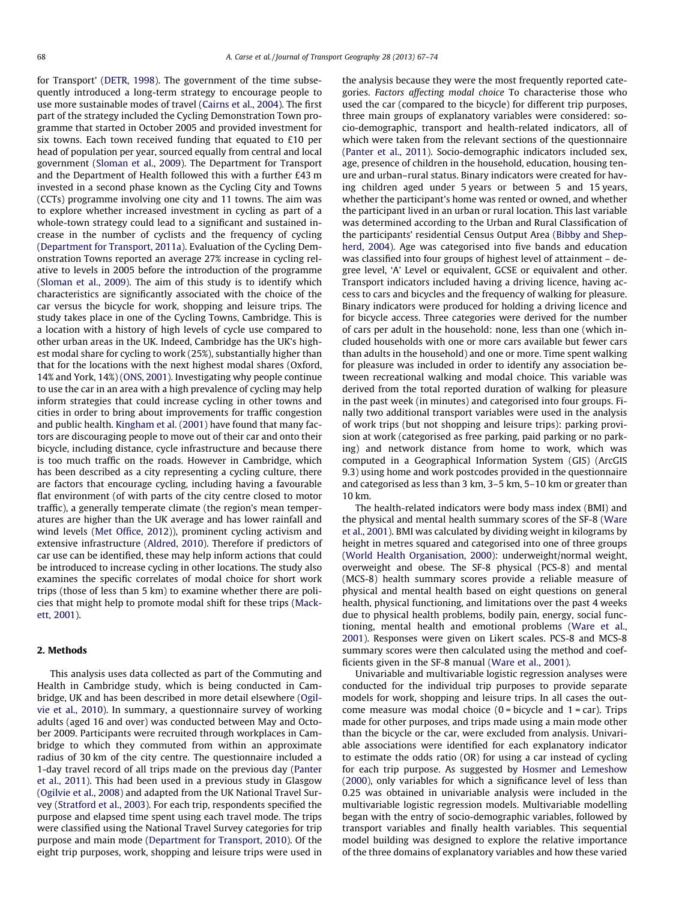for Transport' (DETR, 1998). The government of the time subsequently introduced a long-term strategy to encourage people to use more sustainable modes of travel (Cairns et al., 2004). The first part of the strategy included the Cycling Demonstration Town programme that started in October 2005 and provided investment for six towns. Each town received funding that equated to £10 per head of population per year, sourced equally from central and local government (Sloman et al., 2009). The Department for Transport and the Department of Health followed this with a further £43 m invested in a second phase known as the Cycling City and Towns (CCTs) programme involving one city and 11 towns. The aim was to explore whether increased investment in cycling as part of a whole-town strategy could lead to a significant and sustained increase in the number of cyclists and the frequency of cycling (Department for Transport, 2011a). Evaluation of the Cycling Demonstration Towns reported an average 27% increase in cycling relative to levels in 2005 before the introduction of the programme (Sloman et al., 2009). The aim of this study is to identify which characteristics are significantly associated with the choice of the car versus the bicycle for work, shopping and leisure trips. The study takes place in one of the Cycling Towns, Cambridge. This is a location with a history of high levels of cycle use compared to other urban areas in the UK. Indeed, Cambridge has the UK's highest modal share for cycling to work (25%), substantially higher than that for the locations with the next highest modal shares (Oxford, 14% and York, 14%) (ONS, 2001). Investigating why people continue to use the car in an area with a high prevalence of cycling may help inform strategies that could increase cycling in other towns and cities in order to bring about improvements for traffic congestion and public health. Kingham et al. (2001) have found that many factors are discouraging people to move out of their car and onto their bicycle, including distance, cycle infrastructure and because there is too much traffic on the roads. However in Cambridge, which has been described as a city representing a cycling culture, there are factors that encourage cycling, including having a favourable flat environment (of with parts of the city centre closed to motor traffic), a generally temperate climate (the region's mean temperatures are higher than the UK average and has lower rainfall and wind levels (Met Office, 2012)), prominent cycling activism and extensive infrastructure (Aldred, 2010). Therefore if predictors of car use can be identified, these may help inform actions that could be introduced to increase cycling in other locations. The study also examines the specific correlates of modal choice for short work trips (those of less than 5 km) to examine whether there are policies that might help to promote modal shift for these trips (Mackett, 2001).

## 2. Methods

This analysis uses data collected as part of the Commuting and Health in Cambridge study, which is being conducted in Cambridge, UK and has been described in more detail elsewhere (Ogilvie et al., 2010). In summary, a questionnaire survey of working adults (aged 16 and over) was conducted between May and October 2009. Participants were recruited through workplaces in Cambridge to which they commuted from within an approximate radius of 30 km of the city centre. The questionnaire included a 1-day travel record of all trips made on the previous day (Panter et al., 2011). This had been used in a previous study in Glasgow (Ogilvie et al., 2008) and adapted from the UK National Travel Survey (Stratford et al., 2003). For each trip, respondents specified the purpose and elapsed time spent using each travel mode. The trips were classified using the National Travel Survey categories for trip purpose and main mode (Department for Transport, 2010). Of the eight trip purposes, work, shopping and leisure trips were used in the analysis because they were the most frequently reported categories. *Factors affecting modal choice* To characterise those who used the car (compared to the bicycle) for different trip purposes, three main groups of explanatory variables were considered: socio-demographic, transport and health-related indicators, all of which were taken from the relevant sections of the questionnaire (Panter et al., 2011). Socio-demographic indicators included sex, age, presence of children in the household, education, housing tenure and urban–rural status. Binary indicators were created for having children aged under 5 years or between 5 and 15 years, whether the participant's home was rented or owned, and whether the participant lived in an urban or rural location. This last variable was determined according to the Urban and Rural Classification of the participants' residential Census Output Area (Bibby and Shepherd, 2004). Age was categorised into five bands and education was classified into four groups of highest level of attainment – degree level, 'A' Level or equivalent, GCSE or equivalent and other. Transport indicators included having a driving licence, having access to cars and bicycles and the frequency of walking for pleasure. Binary indicators were produced for holding a driving licence and for bicycle access. Three categories were derived for the number of cars per adult in the household: none, less than one (which included households with one or more cars available but fewer cars than adults in the household) and one or more. Time spent walking for pleasure was included in order to identify any association between recreational walking and modal choice. This variable was derived from the total reported duration of walking for pleasure in the past week (in minutes) and categorised into four groups. Finally two additional transport variables were used in the analysis of work trips (but not shopping and leisure trips): parking provision at work (categorised as free parking, paid parking or no parking) and network distance from home to work, which was computed in a Geographical Information System (GIS) (ArcGIS 9.3) using home and work postcodes provided in the questionnaire and categorised as less than 3 km, 3–5 km, 5–10 km or greater than 10 km.

The health-related indicators were body mass index (BMI) and the physical and mental health summary scores of the SF-8 (Ware et al., 2001). BMI was calculated by dividing weight in kilograms by height in metres squared and categorised into one of three groups (World Health Organisation, 2000): underweight/normal weight, overweight and obese. The SF-8 physical (PCS-8) and mental (MCS-8) health summary scores provide a reliable measure of physical and mental health based on eight questions on general health, physical functioning, and limitations over the past 4 weeks due to physical health problems, bodily pain, energy, social functioning, mental health and emotional problems (Ware et al., 2001). Responses were given on Likert scales. PCS-8 and MCS-8 summary scores were then calculated using the method and coefficients given in the SF-8 manual (Ware et al., 2001).

Univariable and multivariable logistic regression analyses were conducted for the individual trip purposes to provide separate models for work, shopping and leisure trips. In all cases the outcome measure was modal choice (0 = bicycle and 1 = car). Trips made for other purposes, and trips made using a main mode other than the bicycle or the car, were excluded from analysis. Univariable associations were identified for each explanatory indicator to estimate the odds ratio (OR) for using a car instead of cycling for each trip purpose. As suggested by Hosmer and Lemeshow (2000), only variables for which a significance level of less than 0.25 was obtained in univariable analysis were included in the multivariable logistic regression models. Multivariable modelling began with the entry of socio-demographic variables, followed by transport variables and finally health variables. This sequential model building was designed to explore the relative importance of the three domains of explanatory variables and how these varied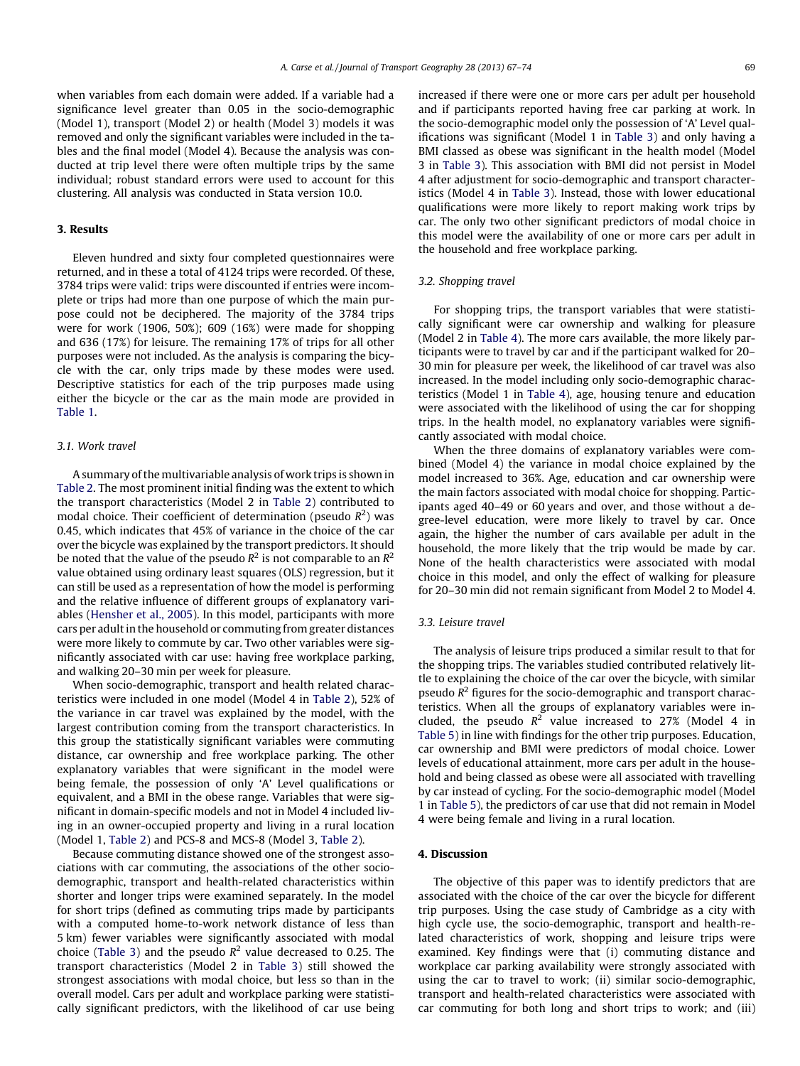when variables from each domain were added. If a variable had a significance level greater than 0.05 in the socio-demographic (Model 1), transport (Model 2) or health (Model 3) models it was removed and only the significant variables were included in the tables and the final model (Model 4). Because the analysis was conducted at trip level there were often multiple trips by the same individual; robust standard errors were used to account for this clustering. All analysis was conducted in Stata version 10.0.

## 3. Results

Eleven hundred and sixty four completed questionnaires were returned, and in these a total of 4124 trips were recorded. Of these, 3784 trips were valid: trips were discounted if entries were incomplete or trips had more than one purpose of which the main purpose could not be deciphered. The majority of the 3784 trips were for work (1906, 50%); 609 (16%) were made for shopping and 636 (17%) for leisure. The remaining 17% of trips for all other purposes were not included. As the analysis is comparing the bicycle with the car, only trips made by these modes were used. Descriptive statistics for each of the trip purposes made using either the bicycle or the car as the main mode are provided in Table 1.

### 3.1. Work travel

A summary of the multivariable analysis of work trips is shown in Table 2. The most prominent initial finding was the extent to which the transport characteristics (Model 2 in Table 2) contributed to modal choice. Their coefficient of determination (pseudo $R^2$) was 0.45, which indicates that 45% of variance in the choice of the car over the bicycle was explained by the transport predictors. It should be noted that the value of the pseudo $R^2$ is not comparable to an $R^2$ value obtained using ordinary least squares (OLS) regression, but it can still be used as a representation of how the model is performing and the relative influence of different groups of explanatory variables (Hensher et al., 2005). In this model, participants with more cars per adult in the household or commuting from greater distances were more likely to commute by car. Two other variables were significantly associated with car use: having free workplace parking, and walking 20–30 min per week for pleasure.

When socio-demographic, transport and health related characteristics were included in one model (Model 4 in Table 2), 52% of the variance in car travel was explained by the model, with the largest contribution coming from the transport characteristics. In this group the statistically significant variables were commuting distance, car ownership and free workplace parking. The other explanatory variables that were significant in the model were being female, the possession of only 'A' Level qualifications or equivalent, and a BMI in the obese range. Variables that were significant in domain-specific models and not in Model 4 included living in an owner-occupied property and living in a rural location (Model 1, Table 2) and PCS-8 and MCS-8 (Model 3, Table 2).

Because commuting distance showed one of the strongest associations with car commuting, the associations of the other socio-demographic, transport and health-related characteristics within shorter and longer trips were examined separately. In the model for short trips (defined as commuting trips made by participants with a computed home-to-work network distance of less than 5 km) fewer variables were significantly associated with modal choice (Table 3) and the pseudo $R^2$ value decreased to 0.25. The transport characteristics (Model 2 in Table 3) still showed the strongest associations with modal choice, but less so than in the overall model. Cars per adult and workplace parking were statistically significant predictors, with the likelihood of car use being increased if there were one or more cars per adult per household and if participants reported having free car parking at work. In the socio-demographic model only the possession of 'A' Level qualifications was significant (Model 1 in Table 3) and only having a BMI classed as obese was significant in the health model (Model 3 in Table 3). This association with BMI did not persist in Model 4 after adjustment for socio-demographic and transport characteristics (Model 4 in Table 3). Instead, those with lower educational qualifications were more likely to report making work trips by car. The only two other significant predictors of modal choice in this model were the availability of one or more cars per adult in the household and free workplace parking.

### 3.2. Shopping travel

For shopping trips, the transport variables that were statistically significant were car ownership and walking for pleasure (Model 2 in Table 4). The more cars available, the more likely participants were to travel by car and if the participant walked for 20–30 min for pleasure per week, the likelihood of car travel was also increased. In the model including only socio-demographic characteristics (Model 1 in Table 4), age, housing tenure and education were associated with the likelihood of using the car for shopping trips. In the health model, no explanatory variables were significantly associated with modal choice.

When the three domains of explanatory variables were combined (Model 4) the variance in modal choice explained by the model increased to 36%. Age, education and car ownership were the main factors associated with modal choice for shopping. Participants aged 40–49 or 60 years and over, and those without a degree-level education, were more likely to travel by car. Once again, the higher the number of cars available per adult in the household, the more likely that the trip would be made by car. None of the health characteristics were associated with modal choice in this model, and only the effect of walking for pleasure for 20–30 min did not remain significant from Model 2 to Model 4.

### 3.3. Leisure travel

The analysis of leisure trips produced a similar result to that for the shopping trips. The variables studied contributed relatively little to explaining the choice of the car over the bicycle, with similar pseudo $R^2$ figures for the socio-demographic and transport characteristics. When all the groups of explanatory variables were included, the pseudo $R^2$ value increased to 27% (Model 4 in Table 5) in line with findings for the other trip purposes. Education, car ownership and BMI were predictors of modal choice. Lower levels of educational attainment, more cars per adult in the household and being classed as obese were all associated with travelling by car instead of cycling. For the socio-demographic model (Model 1 in Table 5), the predictors of car use that did not remain in Model 4 were being female and living in a rural location.

## 4. Discussion

The objective of this paper was to identify predictors that are associated with the choice of the car over the bicycle for different trip purposes. Using the case study of Cambridge as a city with high cycle use, the socio-demographic, transport and health-related characteristics of work, shopping and leisure trips were examined. Key findings were that (i) commuting distance and workplace car parking availability were strongly associated with using the car to travel to work; (ii) similar socio-demographic, transport and health-related characteristics were associated with car commuting for both long and short trips to work; and (iii)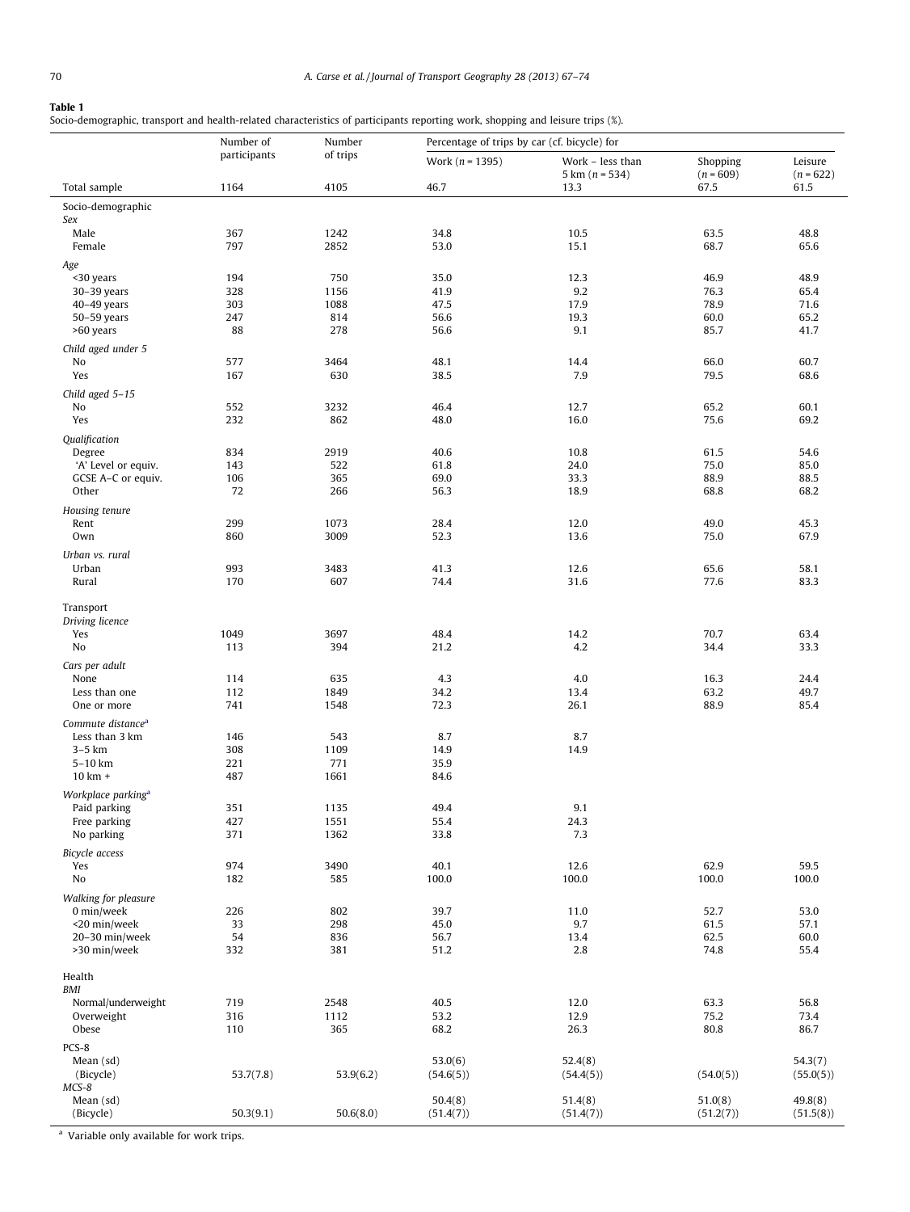**Table 1**
Socio-demographic, transport and health-related characteristics of participants reporting work, shopping and leisure trips (%).

| | Number of participants | Number of trips | Percentage of trips by car (cf. bicycle) for | | | |
|---|---|---|---|---|---|---|
| | | | Work (n = 1395) | Work – less than 5 km (n = 534) | Shopping (n = 609) | Leisure (n = 622) |
| Total sample | 1164 | 4105 | 46.7 | 13.3 | 67.5 | 61.5 |
| Socio-demographic | | | | | | |
| *Sex* | | | | | | |
| Male | 367 | 1242 | 34.8 | 10.5 | 63.5 | 48.8 |
| Female | 797 | 2852 | 53.0 | 15.1 | 68.7 | 65.6 |
| *Age* | | | | | | |
| <30 years | 194 | 750 | 35.0 | 12.3 | 46.9 | 48.9 |
| 30–39 years | 328 | 1156 | 41.9 | 9.2 | 76.3 | 65.4 |
| 40–49 years | 303 | 1088 | 47.5 | 17.9 | 78.9 | 71.6 |
| 50–59 years | 247 | 814 | 56.6 | 19.3 | 60.0 | 65.2 |
| >60 years | 88 | 278 | 56.6 | 9.1 | 85.7 | 41.7 |
| *Child aged under 5* | | | | | | |
| No | 577 | 3464 | 48.1 | 14.4 | 66.0 | 60.7 |
| Yes | 167 | 630 | 38.5 | 7.9 | 79.5 | 68.6 |
| *Child aged 5–15* | | | | | | |
| No | 552 | 3232 | 46.4 | 12.7 | 65.2 | 60.1 |
| Yes | 232 | 862 | 48.0 | 16.0 | 75.6 | 69.2 |
| *Qualification* | | | | | | |
| Degree | 834 | 2919 | 40.6 | 10.8 | 61.5 | 54.6 |
| 'A' Level or equiv. | 143 | 522 | 61.8 | 24.0 | 75.0 | 85.0 |
| GCSE A–C or equiv. | 106 | 365 | 69.0 | 33.3 | 88.9 | 88.5 |
| Other | 72 | 266 | 56.3 | 18.9 | 68.8 | 68.2 |
| *Housing tenure* | | | | | | |
| Rent | 299 | 1073 | 28.4 | 12.0 | 49.0 | 45.3 |
| Own | 860 | 3009 | 52.3 | 13.6 | 75.0 | 67.9 |
| *Urban vs. rural* | | | | | | |
| Urban | 993 | 3483 | 41.3 | 12.6 | 65.6 | 58.1 |
| Rural | 170 | 607 | 74.4 | 31.6 | 77.6 | 83.3 |
| Transport | | | | | | |
| *Driving licence* | | | | | | |
| Yes | 1049 | 3697 | 48.4 | 14.2 | 70.7 | 63.4 |
| No | 113 | 394 | 21.2 | 4.2 | 34.4 | 33.3 |
| *Cars per adult* | | | | | | |
| None | 114 | 635 | 4.3 | 4.0 | 16.3 | 24.4 |
| Less than one | 112 | 1849 | 34.2 | 13.4 | 63.2 | 49.7 |
| One or more | 741 | 1548 | 72.3 | 26.1 | 88.9 | 85.4 |
| *Commute distance*[a] | | | | | | |
| Less than 3 km | 146 | 543 | 8.7 | 8.7 | | |
| 3–5 km | 308 | 1109 | 14.9 | 14.9 | | |
| 5–10 km | 221 | 771 | 35.9 | | | |
| 10 km + | 487 | 1661 | 84.6 | | | |
| *Workplace parking*[a] | | | | | | |
| Paid parking | 351 | 1135 | 49.4 | 9.1 | | |
| Free parking | 427 | 1551 | 55.4 | 24.3 | | |
| No parking | 371 | 1362 | 33.8 | 7.3 | | |
| *Bicycle access* | | | | | | |
| Yes | 974 | 3490 | 40.1 | 12.6 | 62.9 | 59.5 |
| No | 182 | 585 | 100.0 | 100.0 | 100.0 | 100.0 |
| *Walking for pleasure* | | | | | | |
| 0 min/week | 226 | 802 | 39.7 | 11.0 | 52.7 | 53.0 |
| <20 min/week | 33 | 298 | 45.0 | 9.7 | 61.5 | 57.1 |
| 20–30 min/week | 54 | 836 | 56.7 | 13.4 | 62.5 | 60.0 |
| >30 min/week | 332 | 381 | 51.2 | 2.8 | 74.8 | 55.4 |
| Health | | | | | | |
| *BMI* | | | | | | |
| Normal/underweight | 719 | 2548 | 40.5 | 12.0 | 63.3 | 56.8 |
| Overweight | 316 | 1112 | 53.2 | 12.9 | 75.2 | 73.4 |
| Obese | 110 | 365 | 68.2 | 26.3 | 80.8 | 86.7 |
| PCS-8 | | | | | | |
| Mean (sd) | | | 53.0(6) | 52.4(8) | | 54.3(7) |
| (Bicycle) | 53.7(7.8) | 53.9(6.2) | (54.6(5)) | (54.4(5)) | (54.0(5)) | (55.0(5)) |
| *MCS-8* | | | | | | |
| Mean (sd) | | | 50.4(8) | 51.4(8) | 51.0(8) | 49.8(8) |
| (Bicycle) | 50.3(9.1) | 50.6(8.0) | (51.4(7)) | (51.4(7)) | (51.2(7)) | (51.5(8)) |

[a] Variable only available for work trips.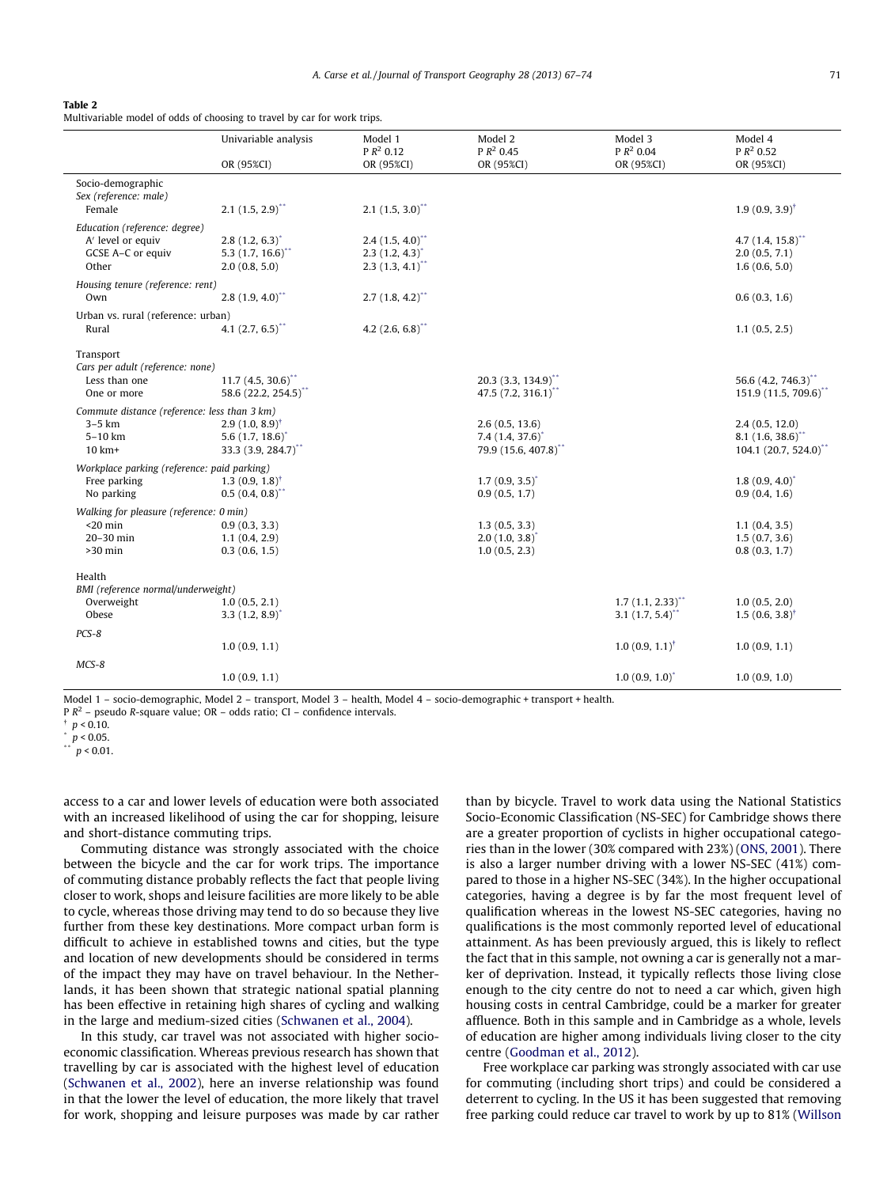**Table 2**
Multivariable model of odds of choosing to travel by car for work trips.

| | Univariable analysis | Model 1 P $R^2$ 0.12 | Model 2 P $R^2$ 0.45 | Model 3 P $R^2$ 0.04 | Model 4 P $R^2$ 0.52 |
|---|---|---|---|---|---|
| | OR (95%CI) | OR (95%CI) | OR (95%CI) | OR (95%CI) | OR (95%CI) |
| Socio-demographic | | | | | |
| *Sex (reference: male)* | | | | | |
| Female | 2.1 (1.5, 2.9)** | 2.1 (1.5, 3.0)** | | | 1.9 (0.9, 3.9)† |
| *Education (reference: degree)* | | | | | |
| A' level or equiv | 2.8 (1.2, 6.3)* | 2.4 (1.5, 4.0)** | | | 4.7 (1.4, 15.8)** |
| GCSE A–C or equiv | 5.3 (1.7, 16.6)** | 2.3 (1.2, 4.3)* | | | 2.0 (0.5, 7.1) |
| Other | 2.0 (0.8, 5.0) | 2.3 (1.3, 4.1)** | | | 1.6 (0.6, 5.0) |
| *Housing tenure (reference: rent)* | | | | | |
| Own | 2.8 (1.9, 4.0)** | 2.7 (1.8, 4.2)** | | | 0.6 (0.3, 1.6) |
| *Urban vs. rural (reference: urban)* | | | | | |
| Rural | 4.1 (2.7, 6.5)** | 4.2 (2.6, 6.8)** | | | 1.1 (0.5, 2.5) |
| Transport | | | | | |
| *Cars per adult (reference: none)* | | | | | |
| Less than one | 11.7 (4.5, 30.6)** | | 20.3 (3.3, 134.9)** | | 56.6 (4.2, 746.3)** |
| One or more | 58.6 (22.2, 254.5)** | | 47.5 (7.2, 316.1)** | | 151.9 (11.5, 709.6)** |
| *Commute distance (reference: less than 3 km)* | | | | | |
| 3–5 km | 2.9 (1.0, 8.9)† | | 2.6 (0.5, 13.6) | | 2.4 (0.5, 12.0) |
| 5–10 km | 5.6 (1.7, 18.6)* | | 7.4 (1.4, 37.6)* | | 8.1 (1.6, 38.6)** |
| 10 km+ | 33.3 (3.9, 284.7)** | | 79.9 (15.6, 407.8)** | | 104.1 (20.7, 524.0)** |
| *Workplace parking (reference: paid parking)* | | | | | |
| Free parking | 1.3 (0.9, 1.8)† | | 1.7 (0.9, 3.5)* | | 1.8 (0.9, 4.0)* |
| No parking | 0.5 (0.4, 0.8)** | | 0.9 (0.5, 1.7) | | 0.9 (0.4, 1.6) |
| *Walking for pleasure (reference: 0 min)* | | | | | |
| <20 min | 0.9 (0.3, 3.3) | | 1.3 (0.5, 3.3) | | 1.1 (0.4, 3.5) |
| 20–30 min | 1.1 (0.4, 2.9) | | 2.0 (1.0, 3.8)* | | 1.5 (0.7, 3.6) |
| >30 min | 0.3 (0.6, 1.5) | | 1.0 (0.5, 2.3) | | 0.8 (0.3, 1.7) |
| Health | | | | | |
| *BMI (reference normal/underweight)* | | | | | |
| Overweight | 1.0 (0.5, 2.1) | | | 1.7 (1.1, 2.33)** | 1.0 (0.5, 2.0) |
| Obese | 3.3 (1.2, 8.9)* | | | 3.1 (1.7, 5.4)** | 1.5 (0.6, 3.8)† |
| *PCS-8* | 1.0 (0.9, 1.1) | | | 1.0 (0.9, 1.1)† | 1.0 (0.9, 1.1) |
| *MCS-8* | 1.0 (0.9, 1.1) | | | 1.0 (0.9, 1.0)* | 1.0 (0.9, 1.0) |

Model 1 – socio-demographic, Model 2 – transport, Model 3 – health, Model 4 – socio-demographic + transport + health.
P $R^2$ – pseudo R-square value; OR – odds ratio; CI – confidence intervals.
† $p < 0.10$.
* $p < 0.05$.
** $p < 0.01$.

access to a car and lower levels of education were both associated with an increased likelihood of using the car for shopping, leisure and short-distance commuting trips.

Commuting distance was strongly associated with the choice between the bicycle and the car for work trips. The importance of commuting distance probably reflects the fact that people living closer to work, shops and leisure facilities are more likely to be able to cycle, whereas those driving may tend to do so because they live further from these key destinations. More compact urban form is difficult to achieve in established towns and cities, but the type and location of new developments should be considered in terms of the impact they may have on travel behaviour. In the Netherlands, it has been shown that strategic national spatial planning has been effective in retaining high shares of cycling and walking in the large and medium-sized cities (Schwanen et al., 2004).

In this study, car travel was not associated with higher socio-economic classification. Whereas previous research has shown that travelling by car is associated with the highest level of education (Schwanen et al., 2002), here an inverse relationship was found in that the lower the level of education, the more likely that travel for work, shopping and leisure purposes was made by car rather than by bicycle. Travel to work data using the National Statistics Socio-Economic Classification (NS-SEC) for Cambridge shows there are a greater proportion of cyclists in higher occupational categories than in the lower (30% compared with 23%) (ONS, 2001). There is also a larger number driving with a lower NS-SEC (41%) compared to those in a higher NS-SEC (34%). In the higher occupational categories, having a degree is by far the most frequent level of qualification whereas in the lowest NS-SEC categories, having no qualifications is the most commonly reported level of educational attainment. As has been previously argued, this is likely to reflect the fact that in this sample, not owning a car is generally not a marker of deprivation. Instead, it typically reflects those living close enough to the city centre do not to need a car which, given high housing costs in central Cambridge, could be a marker for greater affluence. Both in this sample and in Cambridge as a whole, levels of education are higher among individuals living closer to the city centre (Goodman et al., 2012).

Free workplace car parking was strongly associated with car use for commuting (including short trips) and could be considered a deterrent to cycling. In the US it has been suggested that removing free parking could reduce car travel to work by up to 81% (Willson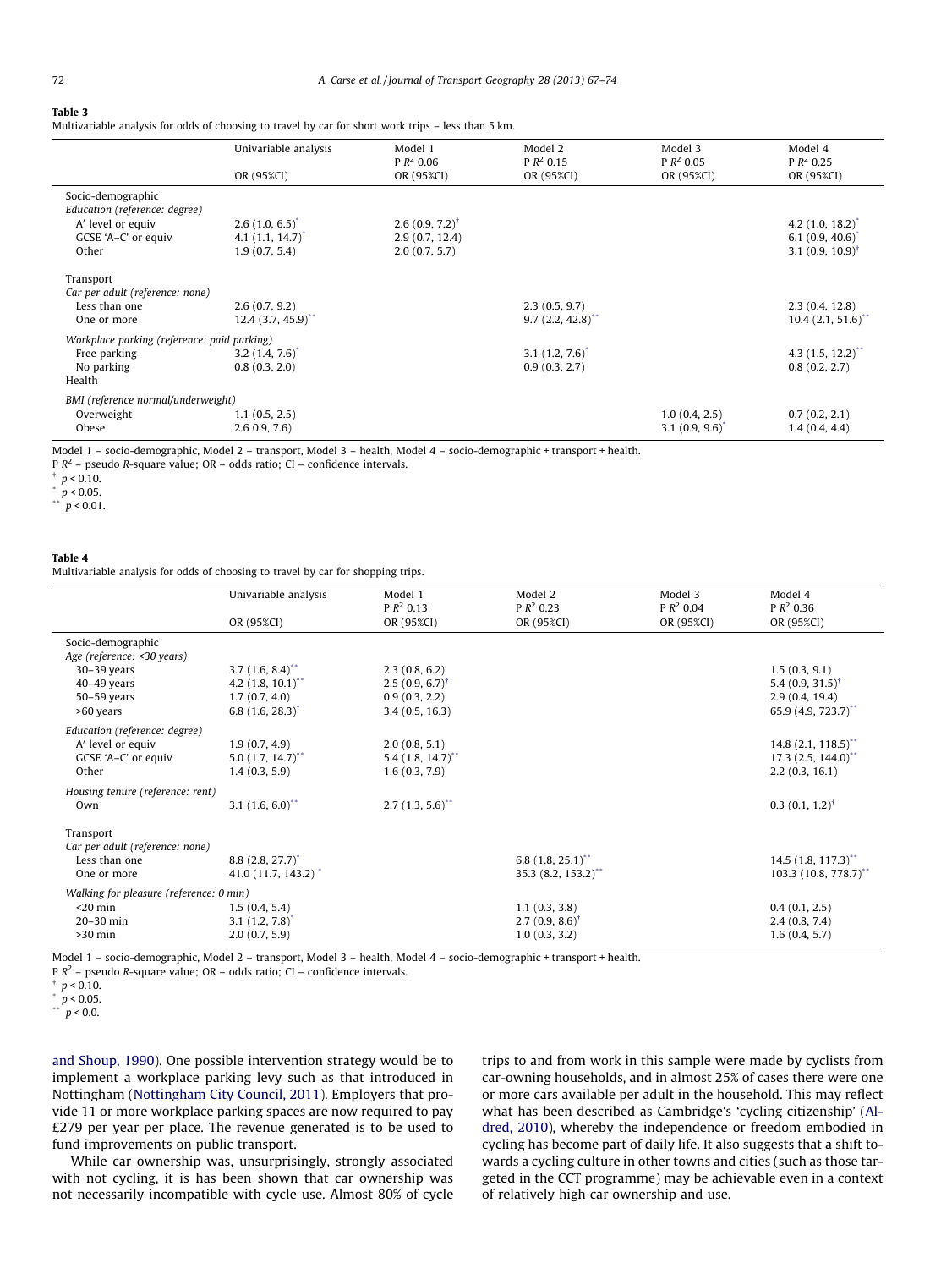**Table 3**
Multivariable analysis for odds of choosing to travel by car for short work trips – less than 5 km.

| | Univariable analysis | Model 1 | Model 2 | Model 3 | Model 4 |
|---|---|---|---|---|---|
| | | P $R^2$ 0.06 | P $R^2$ 0.15 | P $R^2$ 0.05 | P $R^2$ 0.25 |
| | OR (95%CI) | OR (95%CI) | OR (95%CI) | OR (95%CI) | OR (95%CI) |
| Socio-demographic | | | | | |
| *Education (reference: degree)* | | | | | |
| A' level or equiv | 2.6 (1.0, 6.5)* | 2.6 (0.9, 7.2)† | | | 4.2 (1.0, 18.2)* |
| GCSE 'A–C' or equiv | 4.1 (1.1, 14.7)* | 2.9 (0.7, 12.4) | | | 6.1 (0.9, 40.6)* |
| Other | 1.9 (0.7, 5.4) | 2.0 (0.7, 5.7) | | | 3.1 (0.9, 10.9)† |
| Transport | | | | | |
| *Car per adult (reference: none)* | | | | | |
| Less than one | 2.6 (0.7, 9.2) | | 2.3 (0.5, 9.7) | | 2.3 (0.4, 12.8) |
| One or more | 12.4 (3.7, 45.9)** | | 9.7 (2.2, 42.8)** | | 10.4 (2.1, 51.6)** |
| *Workplace parking (reference: paid parking)* | | | | | |
| Free parking | 3.2 (1.4, 7.6)* | | 3.1 (1.2, 7.6)* | | 4.3 (1.5, 12.2)** |
| No parking | 0.8 (0.3, 2.0) | | 0.9 (0.3, 2.7) | | 0.8 (0.2, 2.7) |
| Health | | | | | |
| *BMI (reference normal/underweight)* | | | | | |
| Overweight | 1.1 (0.5, 2.5) | | | 1.0 (0.4, 2.5) | 0.7 (0.2, 2.1) |
| Obese | 2.6 0.9, 7.6) | | | 3.1 (0.9, 9.6)* | 1.4 (0.4, 4.4) |

Model 1 – socio-demographic, Model 2 – transport, Model 3 – health, Model 4 – socio-demographic + transport + health.
P $R^2$ – pseudo *R*-square value; OR – odds ratio; CI – confidence intervals.
† $p < 0.10$.
* $p < 0.05$.
** $p < 0.01$.

**Table 4**
Multivariable analysis for odds of choosing to travel by car for shopping trips.

| | Univariable analysis | Model 1 | Model 2 | Model 3 | Model 4 |
|---|---|---|---|---|---|
| | | P $R^2$ 0.13 | P $R^2$ 0.23 | P $R^2$ 0.04 | P $R^2$ 0.36 |
| | OR (95%CI) | OR (95%CI) | OR (95%CI) | OR (95%CI) | OR (95%CI) |
| Socio-demographic | | | | | |
| *Age (reference: <30 years)* | | | | | |
| 30–39 years | 3.7 (1.6, 8.4)** | 2.3 (0.8, 6.2) | | | 1.5 (0.3, 9.1) |
| 40–49 years | 4.2 (1.8, 10.1)** | 2.5 (0.9, 6.7)† | | | 5.4 (0.9, 31.5)† |
| 50–59 years | 1.7 (0.7, 4.0) | 0.9 (0.3, 2.2) | | | 2.9 (0.4, 19.4) |
| >60 years | 6.8 (1.6, 28.3)* | 3.4 (0.5, 16.3) | | | 65.9 (4.9, 723.7)** |
| *Education (reference: degree)* | | | | | |
| A' level or equiv | 1.9 (0.7, 4.9) | 2.0 (0.8, 5.1) | | | 14.8 (2.1, 118.5)** |
| GCSE 'A–C' or equiv | 5.0 (1.7, 14.7)** | 5.4 (1.8, 14.7)** | | | 17.3 (2.5, 144.0)** |
| Other | 1.4 (0.3, 5.9) | 1.6 (0.3, 7.9) | | | 2.2 (0.3, 16.1) |
| *Housing tenure (reference: rent)* | | | | | |
| Own | 3.1 (1.6, 6.0)** | 2.7 (1.3, 5.6)** | | | 0.3 (0.1, 1.2)† |
| Transport | | | | | |
| *Car per adult (reference: none)* | | | | | |
| Less than one | 8.8 (2.8, 27.7)* | | 6.8 (1.8, 25.1)** | | 14.5 (1.8, 117.3)** |
| One or more | 41.0 (11.7, 143.2) * | | 35.3 (8.2, 153.2)** | | 103.3 (10.8, 778.7)** |
| *Walking for pleasure (reference: 0 min)* | | | | | |
| <20 min | 1.5 (0.4, 5.4) | | 1.1 (0.3, 3.8) | | 0.4 (0.1, 2.5) |
| 20–30 min | 3.1 (1.2, 7.8)* | | 2.7 (0.9, 8.6)† | | 2.4 (0.8, 7.4) |
| >30 min | 2.0 (0.7, 5.9) | | 1.0 (0.3, 3.2) | | 1.6 (0.4, 5.7) |

Model 1 – socio-demographic, Model 2 – transport, Model 3 – health, Model 4 – socio-demographic + transport + health.
P $R^2$ – pseudo *R*-square value; OR – odds ratio; CI – confidence intervals.
† $p < 0.10$.
* $p < 0.05$.
** $p < 0.0$.

and Shoup, 1990). One possible intervention strategy would be to implement a workplace parking levy such as that introduced in Nottingham (Nottingham City Council, 2011). Employers that provide 11 or more workplace parking spaces are now required to pay £279 per year per place. The revenue generated is to be used to fund improvements on public transport.

While car ownership was, unsurprisingly, strongly associated with not cycling, it is has been shown that car ownership was not necessarily incompatible with cycle use. Almost 80% of cycle trips to and from work in this sample were made by cyclists from car-owning households, and in almost 25% of cases there were one or more cars available per adult in the household. This may reflect what has been described as Cambridge's 'cycling citizenship' (Aldred, 2010), whereby the independence or freedom embodied in cycling has become part of daily life. It also suggests that a shift towards a cycling culture in other towns and cities (such as those targeted in the CCT programme) may be achievable even in a context of relatively high car ownership and use.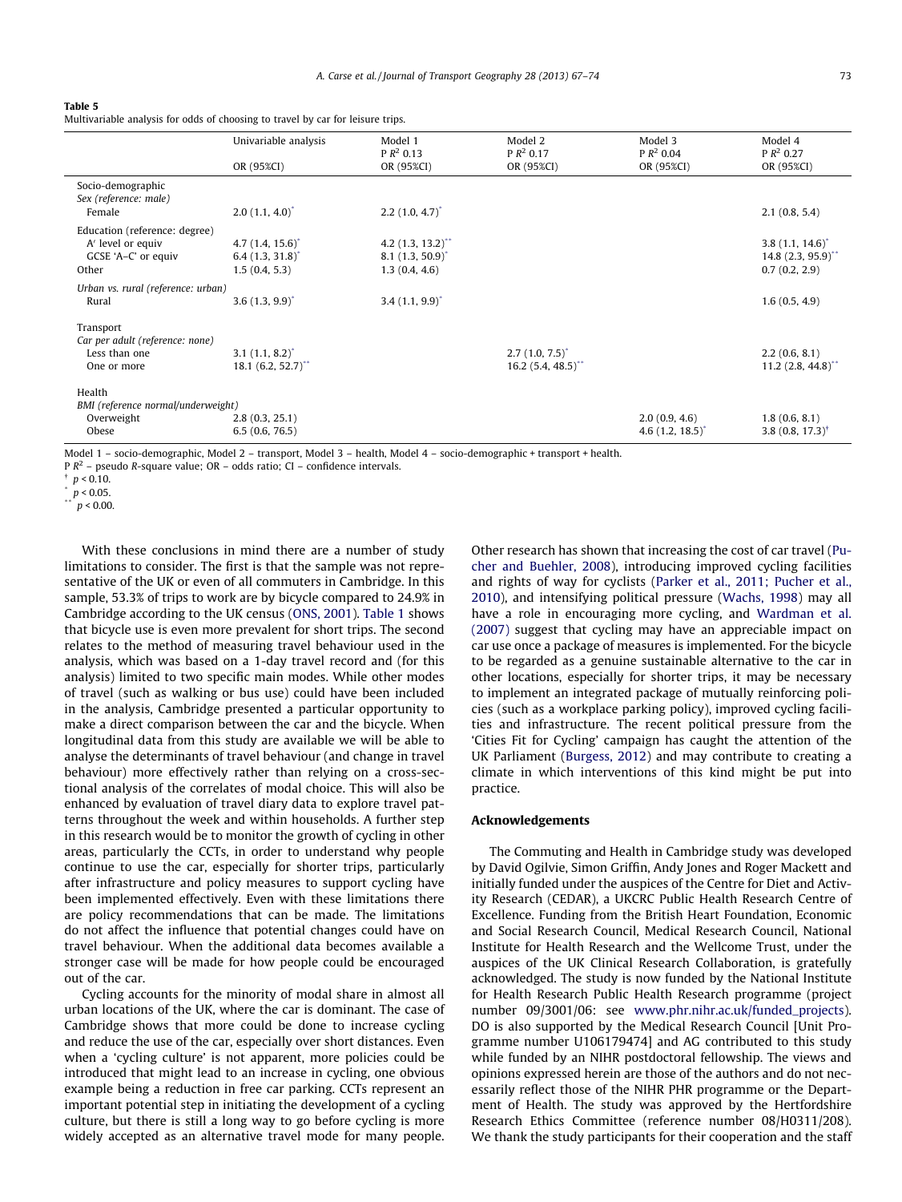**Table 5**
Multivariable analysis for odds of choosing to travel by car for leisure trips.

| | Univariable analysis | Model 1 $PR^2$ 0.13 | Model 2 $PR^2$ 0.17 | Model 3 $PR^2$ 0.04 | Model 4 $PR^2$ 0.27 |
|---|---|---|---|---|---|
| | OR (95%CI) | OR (95%CI) | OR (95%CI) | OR (95%CI) | OR (95%CI) |
| Socio-demographic | | | | | |
| *Sex (reference: male)* | | | | | |
| Female | 2.0 (1.1, 4.0)* | 2.2 (1.0, 4.7)* | | | 2.1 (0.8, 5.4) |
| Education (reference: degree) | | | | | |
| A' level or equiv | 4.7 (1.4, 15.6)* | 4.2 (1.3, 13.2)** | | | 3.8 (1.1, 14.6)* |
| GCSE 'A–C' or equiv | 6.4 (1.3, 31.8)* | 8.1 (1.3, 50.9)* | | | 14.8 (2.3, 95.9)** |
| Other | 1.5 (0.4, 5.3) | 1.3 (0.4, 4.6) | | | 0.7 (0.2, 2.9) |
| *Urban vs. rural (reference: urban)* | | | | | |
| Rural | 3.6 (1.3, 9.9)* | 3.4 (1.1, 9.9)* | | | 1.6 (0.5, 4.9) |
| Transport | | | | | |
| *Car per adult (reference: none)* | | | | | |
| Less than one | 3.1 (1.1, 8.2)* | | 2.7 (1.0, 7.5)* | | 2.2 (0.6, 8.1) |
| One or more | 18.1 (6.2, 52.7)** | | 16.2 (5.4, 48.5)** | | 11.2 (2.8, 44.8)** |
| Health | | | | | |
| *BMI (reference normal/underweight)* | | | | | |
| Overweight | 2.8 (0.3, 25.1) | | | 2.0 (0.9, 4.6) | 1.8 (0.6, 8.1) |
| Obese | 6.5 (0.6, 76.5) | | | 4.6 (1.2, 18.5)* | 3.8 (0.8, 17.3)† |

Model 1 – socio-demographic, Model 2 – transport, Model 3 – health, Model 4 – socio-demographic + transport + health.
$PR^2$ – pseudo *R*-square value; OR – odds ratio; CI – confidence intervals.
† $p < 0.10$.
\* $p < 0.05$.
\*\* $p < 0.00$.

With these conclusions in mind there are a number of study limitations to consider. The first is that the sample was not representative of the UK or even of all commuters in Cambridge. In this sample, 53.3% of trips to work are by bicycle compared to 24.9% in Cambridge according to the UK census (ONS, 2001). Table 1 shows that bicycle use is even more prevalent for short trips. The second relates to the method of measuring travel behaviour used in the analysis, which was based on a 1-day travel record and (for this analysis) limited to two specific main modes. While other modes of travel (such as walking or bus use) could have been included in the analysis, Cambridge presented a particular opportunity to make a direct comparison between the car and the bicycle. When longitudinal data from this study are available we will be able to analyse the determinants of travel behaviour (and change in travel behaviour) more effectively rather than relying on a cross-sectional analysis of the correlates of modal choice. This will also be enhanced by evaluation of travel diary data to explore travel patterns throughout the week and within households. A further step in this research would be to monitor the growth of cycling in other areas, particularly the CCTs, in order to understand why people continue to use the car, especially for shorter trips, particularly after infrastructure and policy measures to support cycling have been implemented effectively. Even with these limitations there are policy recommendations that can be made. The limitations do not affect the influence that potential changes could have on travel behaviour. When the additional data becomes available a stronger case will be made for how people could be encouraged out of the car.

Cycling accounts for the minority of modal share in almost all urban locations of the UK, where the car is dominant. The case of Cambridge shows that more could be done to increase cycling and reduce the use of the car, especially over short distances. Even when a 'cycling culture' is not apparent, more policies could be introduced that might lead to an increase in cycling, one obvious example being a reduction in free car parking. CCTs represent an important potential step in initiating the development of a cycling culture, but there is still a long way to go before cycling is more widely accepted as an alternative travel mode for many people. Other research has shown that increasing the cost of car travel (Pucher and Buehler, 2008), introducing improved cycling facilities and rights of way for cyclists (Parker et al., 2011; Pucher et al., 2010), and intensifying political pressure (Wachs, 1998) may all have a role in encouraging more cycling, and Wardman et al. (2007) suggest that cycling may have an appreciable impact on car use once a package of measures is implemented. For the bicycle to be regarded as a genuine sustainable alternative to the car in other locations, especially for shorter trips, it may be necessary to implement an integrated package of mutually reinforcing policies (such as a workplace parking policy), improved cycling facilities and infrastructure. The recent political pressure from the 'Cities Fit for Cycling' campaign has caught the attention of the UK Parliament (Burgess, 2012) and may contribute to creating a climate in which interventions of this kind might be put into practice.

## Acknowledgements

The Commuting and Health in Cambridge study was developed by David Ogilvie, Simon Griffin, Andy Jones and Roger Mackett and initially funded under the auspices of the Centre for Diet and Activity Research (CEDAR), a UKCRC Public Health Research Centre of Excellence. Funding from the British Heart Foundation, Economic and Social Research Council, Medical Research Council, National Institute for Health Research and the Wellcome Trust, under the auspices of the UK Clinical Research Collaboration, is gratefully acknowledged. The study is now funded by the National Institute for Health Research Public Health Research programme (project number 09/3001/06: see www.phr.nihr.ac.uk/funded_projects). DO is also supported by the Medical Research Council [Unit Programme number U106179474] and AG contributed to this study while funded by an NIHR postdoctoral fellowship. The views and opinions expressed herein are those of the authors and do not necessarily reflect those of the NIHR PHR programme or the Department of Health. The study was approved by the Hertfordshire Research Ethics Committee (reference number 08/H0311/208). We thank the study participants for their cooperation and the staff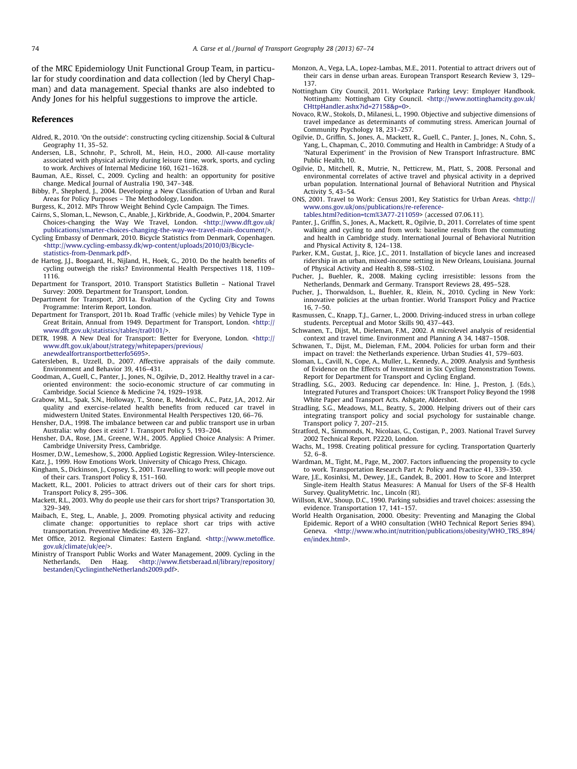of the MRC Epidemiology Unit Functional Group Team, in particular for study coordination and data collection (led by Cheryl Chapman) and data management. Special thanks are also indebted to Andy Jones for his helpful suggestions to improve the article.

## References

Aldred, R., 2010. 'On the outside': constructing cycling citizenship. Social & Cultural Geography 11, 35–52.

Andersen, L.B., Schnohr, P., Schroll, M., Hein, H.O., 2000. All-cause mortality associated with physical activity during leisure time, work, sports, and cycling to work. Archives of Internal Medicine 160, 1621–1628.

Bauman, A.E., Rissel, C., 2009. Cycling and health: an opportunity for positive change. Medical Journal of Australia 190, 347–348.

Bibby, P., Shepherd, J., 2004. Developing a New Classification of Urban and Rural Areas for Policy Purposes – The Methodology, London.

Burgess, K., 2012. MPs Throw Weight Behind Cycle Campaign. The Times.

Cairns, S., Sloman, L., Newson, C., Anable, J., Kirkbride, A., Goodwin, P., 2004. Smarter Choices-changing the Way We Travel, London. <http://www.dft.gov.uk/publications/smarter-choices-changing-the-way-we-travel-main-document/>.

Cycling Embassy of Denmark, 2010. Bicycle Statistics from Denmark, Copenhagen. <http://www.cycling-embassy.dk/wp-content/uploads/2010/03/Bicycle-statistics-from-Denmark.pdf>.

de Hartog, J.J., Boogaard, H., Nijland, H., Hoek, G., 2010. Do the health benefits of cycling outweigh the risks? Environmental Health Perspectives 118, 1109–1116.

Department for Transport, 2010. Transport Statistics Bulletin – National Travel Survey: 2009. Department for Transport, London.

Department for Transport, 2011a. Evaluation of the Cycling City and Towns Programme: Interim Report, London.

Department for Transport, 2011b. Road Traffic (vehicle miles) by Vehicle Type in Great Britain, Annual from 1949. Department for Transport, London. <http://www.dft.gov.uk/statistics/tables/tra0101/>.

DETR, 1998. A New Deal for Transport: Better for Everyone, London. <http://www.dft.gov.uk/about/strategy/whitepapers/previous/anewdealfortransportbetterfo5695>.

Gatersleben, B., Uzzell, D., 2007. Affective appraisals of the daily commute. Environment and Behavior 39, 416–431.

Goodman, A., Guell, C., Panter, J., Jones, N., Ogilvie, D., 2012. Healthy travel in a car-oriented environment: the socio-economic structure of car commuting in Cambridge. Social Science & Medicine 74, 1929–1938.

Grabow, M.L., Spak, S.N., Holloway, T., Stone, B., Mednick, A.C., Patz, J.A., 2012. Air quality and exercise-related health benefits from reduced car travel in midwestern United States. Environmental Health Perspectives 120, 66–76.

Hensher, D.A., 1998. The imbalance between car and public transport use in urban Australia: why does it exist? 1. Transport Policy 5, 193–204.

Hensher, D.A., Rose, J.M., Greene, W.H., 2005. Applied Choice Analysis: A Primer. Cambridge University Press, Cambridge.

Hosmer, D.W., Lemeshow, S., 2000. Applied Logistic Regression. Wiley-Interscience.

Katz, J., 1999. How Emotions Work. University of Chicago Press, Chicago.

Kingham, S., Dickinson, J., Copsey, S., 2001. Travelling to work: will people move out of their cars. Transport Policy 8, 151–160.

Mackett, R.L., 2001. Policies to attract drivers out of their cars for short trips. Transport Policy 8, 295–306.

Mackett, R.L., 2003. Why do people use their cars for short trips? Transportation 30, 329–349.

Maibach, E., Steg, L., Anable, J., 2009. Promoting physical activity and reducing climate change: opportunities to replace short car trips with active transportation. Preventive Medicine 49, 326–327.

Met Office, 2012. Regional Climates: Eastern England. <http://www.metoffice.gov.uk/climate/uk/ee/>.

Ministry of Transport Public Works and Water Management, 2009. Cycling in the Netherlands, Den Haag. <http://www.fietsberaad.nl/library/repository/bestanden/CyclingintheNetherlands2009.pdf>.

Monzon, A., Vega, L.A., Lopez-Lambas, M.E., 2011. Potential to attract drivers out of their cars in dense urban areas. European Transport Research Review 3, 129–137.

Nottingham City Council, 2011. Workplace Parking Levy: Employer Handbook. Nottingham: Nottingham City Council. <http://www.nottinghamcity.gov.uk/CHttpHandler.ashx?id=27158&p=0>.

Novaco, R.W., Stokols, D., Milanesi, L., 1990. Objective and subjective dimensions of travel impedance as determinants of commuting stress. American Journal of Community Psychology 18, 231–257.

Ogilvie, D., Griffin, S., Jones, A., Mackett, R., Guell, C., Panter, J., Jones, N., Cohn, S., Yang, L., Chapman, C., 2010. Commuting and Health in Cambridge: A Study of a 'Natural Experiment' in the Provision of New Transport Infrastructure. BMC Public Health, 10.

Ogilvie, D., Mitchell, R., Mutrie, N., Petticrew, M., Platt, S., 2008. Personal and environmental correlates of active travel and physical activity in a deprived urban population. International Journal of Behavioral Nutrition and Physical Activity 5, 43–54.

ONS, 2001. Travel to Work: Census 2001, Key Statistics for Urban Areas. <http://www.ons.gov.uk/ons/publications/re-reference-tables.html?edition=tcm%3A77-211059> (accessed 07.06.11).

Panter, J., Griffin, S., Jones, A., Mackett, R., Ogilvie, D., 2011. Correlates of time spent walking and cycling to and from work: baseline results from the commuting and health in Cambridge study. International Journal of Behavioral Nutrition and Physical Activity 8, 124–138.

Parker, K.M., Gustat, J., Rice, J.C., 2011. Installation of bicycle lanes and increased ridership in an urban, mixed-income setting in New Orleans, Louisiana. Journal of Physical Activity and Health 8, S98–S102.

Pucher, J., Buehler, R., 2008. Making cycling irresistible: lessons from the Netherlands, Denmark and Germany. Transport Reviews 28, 495–528.

Pucher, J., Thorwaldson, L., Buehler, R., Klein, N., 2010. Cycling in New York: innovative policies at the urban frontier. World Transport Policy and Practice 16, 7–50.

Rasmussen, C., Knapp, T.J., Garner, L., 2000. Driving-induced stress in urban college students. Perceptual and Motor Skills 90, 437–443.

Schwanen, T., Dijst, M., Dieleman, F.M., 2002. A microlevel analysis of residential context and travel time. Environment and Planning A 34, 1487–1508.

Schwanen, T., Dijst, M., Dieleman, F.M., 2004. Policies for urban form and their impact on travel: the Netherlands experience. Urban Studies 41, 579–603.

Sloman, L., Cavill, N., Cope, A., Muller, L., Kennedy, A., 2009. Analysis and Synthesis of Evidence on the Effects of Investment in Six Cycling Demonstration Towns. Report for Department for Transport and Cycling England.

Stradling, S.G., 2003. Reducing car dependence. In: Hine, J., Preston, J. (Eds.), Integrated Futures and Transport Choices: UK Transport Policy Beyond the 1998 White Paper and Transport Acts. Ashgate, Aldershot.

Stradling, S.G., Meadows, M.L., Beatty, S., 2000. Helping drivers out of their cars integrating transport policy and social psychology for sustainable change. Transport policy 7, 207–215.

Stratford, N., Simmonds, N., Nicolaas, G., Costigan, P., 2003. National Travel Survey 2002 Technical Report. P2220, London.

Wachs, M., 1998. Creating political pressure for cycling. Transportation Quarterly 52, 6–8.

Wardman, M., Tight, M., Page, M., 2007. Factors influencing the propensity to cycle to work. Transportation Research Part A: Policy and Practice 41, 339–350.

Ware, J.E., Kosinksi, M., Dewey, J.E., Gandek, B., 2001. How to Score and Interpret Single-item Health Status Measures: A Manual for Users of the SF-8 Health Survey. QualityMetric. Inc., Lincoln (RI).

Willson, R.W., Shoup, D.C., 1990. Parking subsidies and travel choices: assessing the evidence. Transportation 17, 141–157.

World Health Organisation, 2000. Obesity: Preventing and Managing the Global Epidemic. Report of a WHO consultation (WHO Technical Report Series 894). Geneva. <http://www.who.int/nutrition/publications/obesity/WHO_TRS_894/en/index.html>.